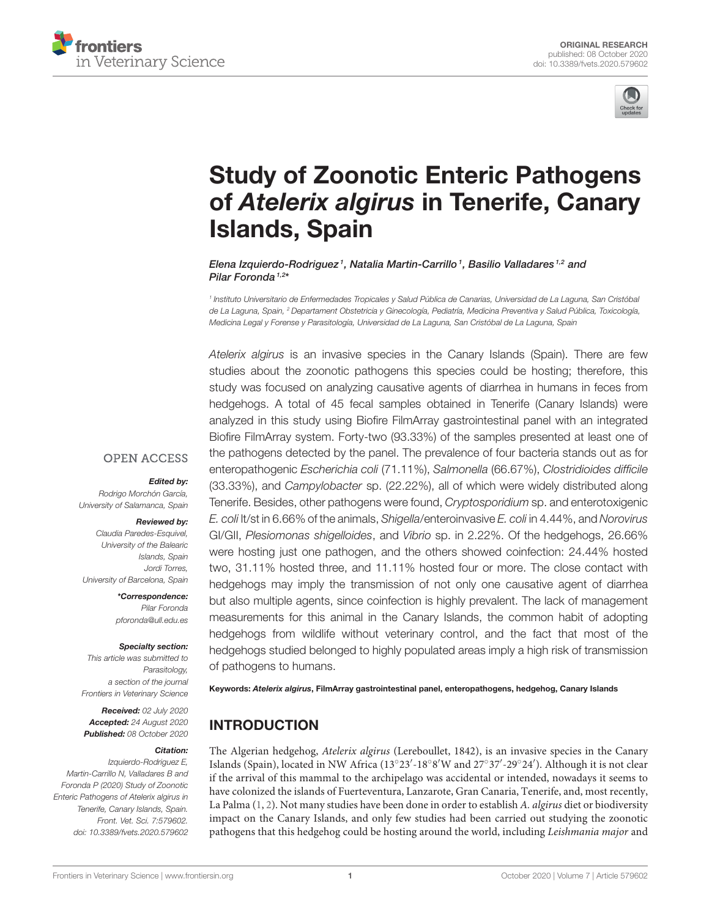# Study of Zoonotic Enteric Pathogens of *Atelerix algirus* in Tenerife, Canary Islands, Spain

*Elena Izquierdo-Rodriguez*[1], *Natalia Martin-Carrillo*[1], *Basilio Valladares*[1,2] *and Pilar Foronda*[1,2]*

[1] Instituto Universitario de Enfermedades Tropicales y Salud Pública de Canarias, Universidad de La Laguna, San Cristóbal de La Laguna, Spain, [2] Departament Obstetricia y Ginecología, Pediatría, Medicina Preventiva y Salud Pública, Toxicología, Medicina Legal y Forense y Parasitología, Universidad de La Laguna, San Cristóbal de La Laguna, Spain

**OPEN ACCESS**

***Edited by:***
Rodrigo Morchón García,
University of Salamanca, Spain

***Reviewed by:***
Claudia Paredes-Esquivel,
University of the Balearic Islands, Spain
Jordi Torres,
University of Barcelona, Spain

***\*Correspondence:***
Pilar Foronda
pforonda@ull.edu.es

***Specialty section:***
This article was submitted to Parasitology, a section of the journal Frontiers in Veterinary Science

***Received:*** 02 July 2020
***Accepted:*** 24 August 2020
***Published:*** 08 October 2020

***Citation:***
Izquierdo-Rodriguez E, Martin-Carrillo N, Valladares B and Foronda P (2020) Study of Zoonotic Enteric Pathogens of Atelerix algirus in Tenerife, Canary Islands, Spain. Front. Vet. Sci. 7:579602. doi: 10.3389/fvets.2020.579602

*Atelerix algirus* is an invasive species in the Canary Islands (Spain). There are few studies about the zoonotic pathogens this species could be hosting; therefore, this study was focused on analyzing causative agents of diarrhea in humans in feces from hedgehogs. A total of 45 fecal samples obtained in Tenerife (Canary Islands) were analyzed in this study using Biofire FilmArray gastrointestinal panel with an integrated Biofire FilmArray system. Forty-two (93.33%) of the samples presented at least one of the pathogens detected by the panel. The prevalence of four bacteria stands out as for enteropathogenic *Escherichia coli* (71.11%), *Salmonella* (66.67%), *Clostridioides difficile* (33.33%), and *Campylobacter* sp. (22.22%), all of which were widely distributed along Tenerife. Besides, other pathogens were found, *Cryptosporidium* sp. and enterotoxigenic *E. coli* lt/st in 6.66% of the animals, *Shigella*/enteroinvasive *E. coli* in 4.44%, and *Norovirus* GI/GII, *Plesiomonas shigelloides*, and *Vibrio* sp. in 2.22%. Of the hedgehogs, 26.66% were hosting just one pathogen, and the others showed coinfection: 24.44% hosted two, 31.11% hosted three, and 11.11% hosted four or more. The close contact with hedgehogs may imply the transmission of not only one causative agent of diarrhea but also multiple agents, since coinfection is highly prevalent. The lack of management measurements for this animal in the Canary Islands, the common habit of adopting hedgehogs from wildlife without veterinary control, and the fact that most of the hedgehogs studied belonged to highly populated areas imply a high risk of transmission of pathogens to humans.

**Keywords:** ***Atelerix algirus*, FilmArray gastrointestinal panel, enteropathogens, hedgehog, Canary Islands**

## INTRODUCTION

The Algerian hedgehog, *Atelerix algirus* (Lereboullet, 1842), is an invasive species in the Canary Islands (Spain), located in NW Africa (13°23′-18°8′W and 27°37′-29°24′). Although it is not clear if the arrival of this mammal to the archipelago was accidental or intended, nowadays it seems to have colonized the islands of Fuerteventura, Lanzarote, Gran Canaria, Tenerife, and, most recently, La Palma (1, 2). Not many studies have been done in order to establish *A. algirus* diet or biodiversity impact on the Canary Islands, and only few studies had been carried out studying the zoonotic pathogens that this hedgehog could be hosting around the world, including *Leishmania major* and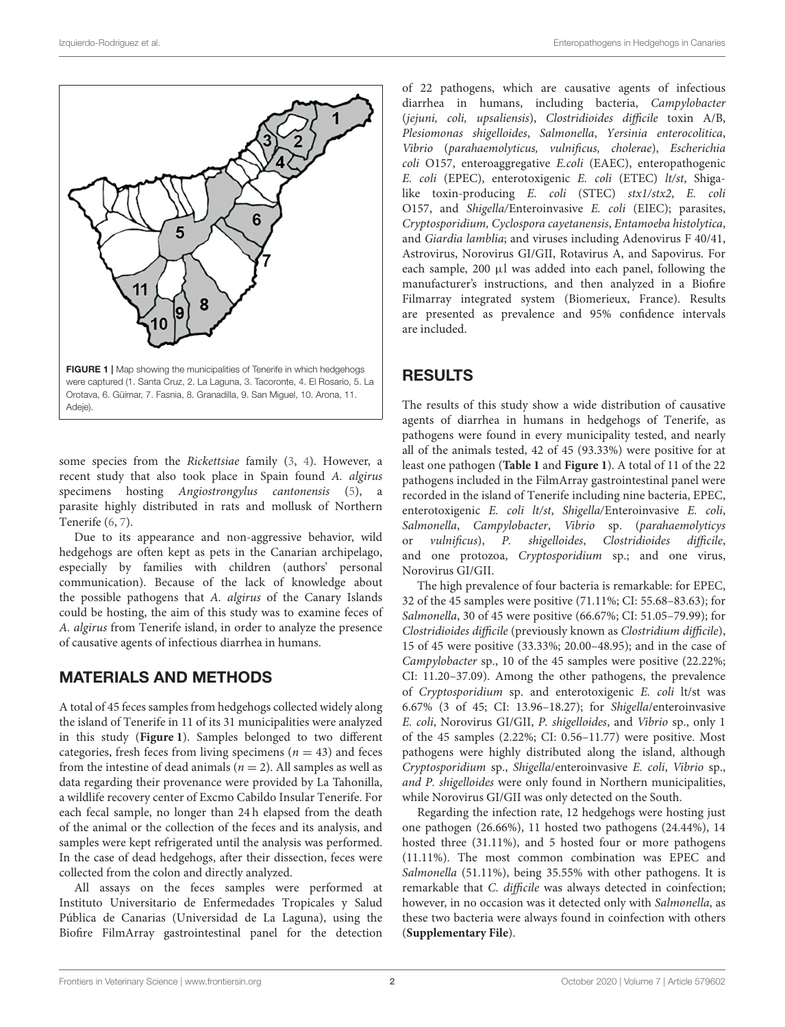FIGURE 1 | Map showing the municipalities of Tenerife in which hedgehogs were captured (1. Santa Cruz, 2. La Laguna, 3. Tacoronte, 4. El Rosario, 5. La Orotava, 6. Güimar, 7. Fasnia, 8. Granadilla, 9. San Miguel, 10. Arona, 11. Adeje).

some species from the *Rickettsiae* family (3, 4). However, a recent study that also took place in Spain found *A. algirus* specimens hosting *Angiostrongylus cantonensis* (5), a parasite highly distributed in rats and mollusk of Northern Tenerife (6, 7).

Due to its appearance and non-aggressive behavior, wild hedgehogs are often kept as pets in the Canarian archipelago, especially by families with children (authors' personal communication). Because of the lack of knowledge about the possible pathogens that *A. algirus* of the Canary Islands could be hosting, the aim of this study was to examine feces of *A. algirus* from Tenerife island, in order to analyze the presence of causative agents of infectious diarrhea in humans.

## MATERIALS AND METHODS

A total of 45 feces samples from hedgehogs collected widely along the island of Tenerife in 11 of its 31 municipalities were analyzed in this study (**Figure 1**). Samples belonged to two different categories, fresh feces from living specimens ($n = 43$) and feces from the intestine of dead animals ($n = 2$). All samples as well as data regarding their provenance were provided by La Tahonilla, a wildlife recovery center of Excmo Cabildo Insular Tenerife. For each fecal sample, no longer than 24 h elapsed from the death of the animal or the collection of the feces and its analysis, and samples were kept refrigerated until the analysis was performed. In the case of dead hedgehogs, after their dissection, feces were collected from the colon and directly analyzed.

All assays on the feces samples were performed at Instituto Universitario de Enfermedades Tropicales y Salud Pública de Canarias (Universidad de La Laguna), using the Biofire FilmArray gastrointestinal panel for the detection of 22 pathogens, which are causative agents of infectious diarrhea in humans, including bacteria, *Campylobacter* (*jejuni, coli, upsaliensis*), *Clostridioides difficile* toxin A/B, *Plesiomonas shigelloides*, *Salmonella*, *Yersinia enterocolitica*, *Vibrio* (*parahaemolyticus, vulnificus, cholerae*), *Escherichia coli* O157, enteroaggregative *E.coli* (EAEC), enteropathogenic *E. coli* (EPEC), enterotoxigenic *E. coli* (ETEC) *lt/st*, Shiga-like toxin-producing *E. coli* (STEC) *stx1/stx2*, *E. coli* O157, and *Shigella*/Enteroinvasive *E. coli* (EIEC); parasites, *Cryptosporidium, Cyclospora cayetanensis*, *Entamoeba histolytica*, and *Giardia lamblia*; and viruses including Adenovirus F 40/41, Astrovirus, Norovirus GI/GII, Rotavirus A, and Sapovirus. For each sample, 200 µl was added into each panel, following the manufacturer's instructions, and then analyzed in a Biofire Filmarray integrated system (Biomerieux, France). Results are presented as prevalence and 95% confidence intervals are included.

## RESULTS

The results of this study show a wide distribution of causative agents of diarrhea in humans in hedgehogs of Tenerife, as pathogens were found in every municipality tested, and nearly all of the animals tested, 42 of 45 (93.33%) were positive for at least one pathogen (**Table 1** and **Figure 1**). A total of 11 of the 22 pathogens included in the FilmArray gastrointestinal panel were recorded in the island of Tenerife including nine bacteria, EPEC, enterotoxigenic *E. coli lt/st*, *Shigella*/Enteroinvasive *E. coli*, *Salmonella*, *Campylobacter*, *Vibrio* sp. (*parahaemolyticys* or *vulnificus*), *P. shigelloides*, *Clostridioides difficile*, and one protozoa, *Cryptosporidium* sp.; and one virus, Norovirus GI/GII.

The high prevalence of four bacteria is remarkable: for EPEC, 32 of the 45 samples were positive (71.11%; CI: 55.68–83.63); for *Salmonella*, 30 of 45 were positive (66.67%; CI: 51.05–79.99); for *Clostridioides difficile* (previously known as *Clostridium difficile*), 15 of 45 were positive (33.33%; 20.00–48.95); and in the case of *Campylobacter* sp., 10 of the 45 samples were positive (22.22%; CI: 11.20–37.09). Among the other pathogens, the prevalence of *Cryptosporidium* sp. and enterotoxigenic *E. coli* lt/st was 6.67% (3 of 45; CI: 13.96–18.27); for *Shigella*/enteroinvasive *E. coli*, Norovirus GI/GII, *P. shigelloides*, and *Vibrio* sp., only 1 of the 45 samples (2.22%; CI: 0.56–11.77) were positive. Most pathogens were highly distributed along the island, although *Cryptosporidium* sp., *Shigella*/enteroinvasive *E. coli*, *Vibrio* sp., *and P. shigelloides* were only found in Northern municipalities, while Norovirus GI/GII was only detected on the South.

Regarding the infection rate, 12 hedgehogs were hosting just one pathogen (26.66%), 11 hosted two pathogens (24.44%), 14 hosted three (31.11%), and 5 hosted four or more pathogens (11.11%). The most common combination was EPEC and *Salmonella* (51.11%), being 35.55% with other pathogens. It is remarkable that *C. difficile* was always detected in coinfection; however, in no occasion was it detected only with *Salmonella*, as these two bacteria were always found in coinfection with others (**Supplementary File**).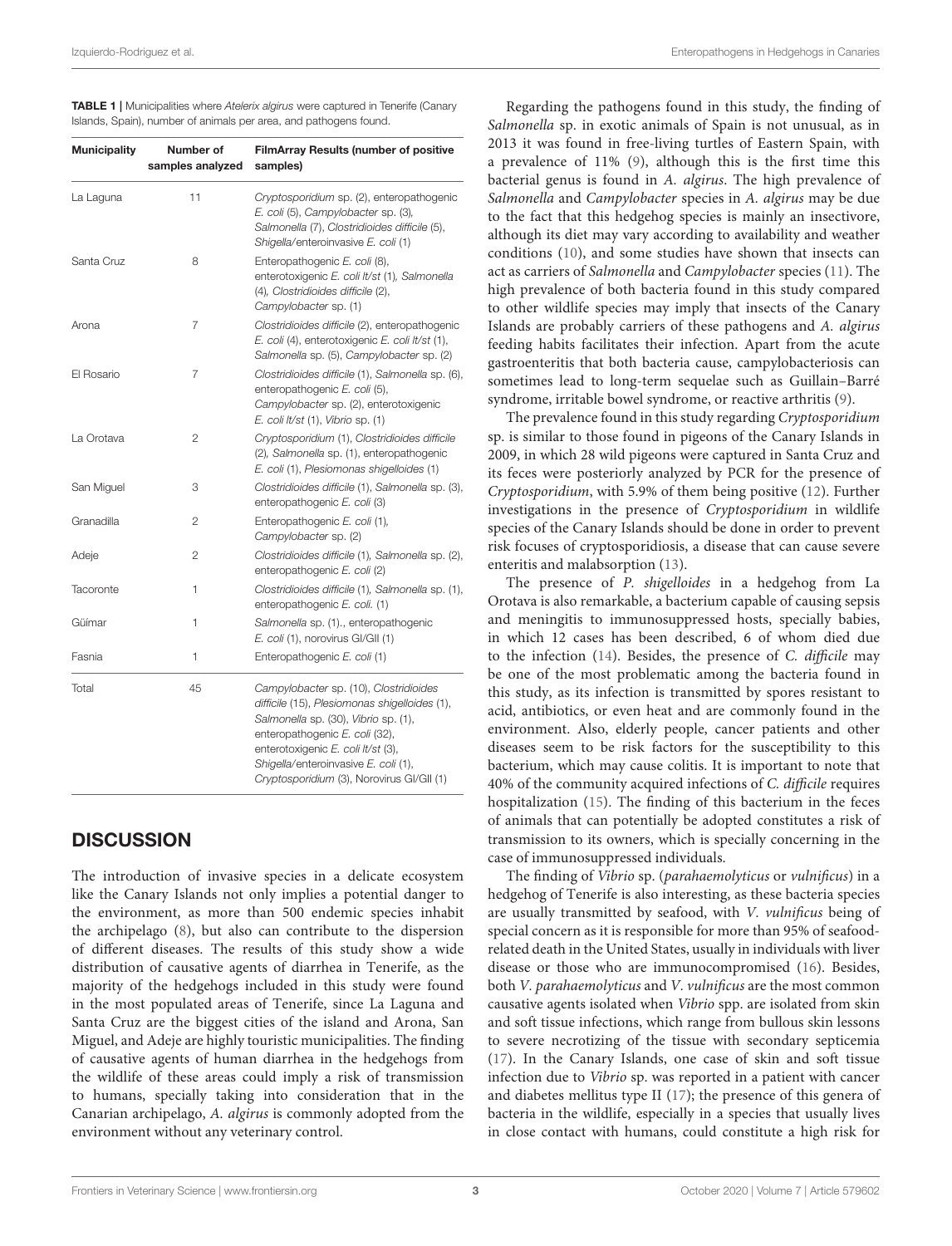**TABLE 1** | Municipalities where *Atelerix algirus* were captured in Tenerife (Canary Islands, Spain), number of animals per area, and pathogens found.

| Municipality | Number of samples analyzed | FilmArray Results (number of positive samples) |
|---|---|---|
| La Laguna | 11 | *Cryptosporidium* sp. (2), enteropathogenic *E. coli* (5), *Campylobacter* sp. (3), *Salmonella* (7), *Clostridioides difficile* (5), *Shigella*/enteroinvasive *E. coli* (1) |
| Santa Cruz | 8 | Enteropathogenic *E. coli* (8), enterotoxigenic *E. coli lt/st* (1), *Salmonella* (4), *Clostridioides difficile* (2), *Campylobacter* sp. (1) |
| Arona | 7 | *Clostridioides difficile* (2), enteropathogenic *E. coli* (4), enterotoxigenic *E. coli lt/st* (1), *Salmonella* sp. (5), *Campylobacter* sp. (2) |
| El Rosario | 7 | *Clostridioides difficile* (1), *Salmonella* sp. (6), enteropathogenic *E. coli* (5), *Campylobacter* sp. (2), enterotoxigenic *E. coli lt/st* (1), *Vibrio* sp. (1) |
| La Orotava | 2 | *Cryptosporidium* (1), *Clostridioides difficile* (2), *Salmonella* sp. (1), enteropathogenic *E. coli* (1), *Plesiomonas shigelloides* (1) |
| San Miguel | 3 | *Clostridioides difficile* (1), *Salmonella* sp. (3), enteropathogenic *E. coli* (3) |
| Granadilla | 2 | Enteropathogenic *E. coli* (1), *Campylobacter* sp. (2) |
| Adeje | 2 | *Clostridioides difficile* (1), *Salmonella* sp. (2), enteropathogenic *E. coli* (2) |
| Tacoronte | 1 | *Clostridioides difficile* (1), *Salmonella* sp. (1), enteropathogenic *E. coli.* (1) |
| Güímar | 1 | *Salmonella* sp. (1)., enteropathogenic *E. coli* (1), norovirus GI/GII (1) |
| Fasnia | 1 | Enteropathogenic *E. coli* (1) |
| Total | 45 | *Campylobacter* sp. (10), *Clostridioides difficile* (15), *Plesiomonas shigelloides* (1), *Salmonella* sp. (30), *Vibrio* sp. (1), enteropathogenic *E. coli* (32), enterotoxigenic *E. coli lt/st* (3), *Shigella*/enteroinvasive *E. coli* (1), *Cryptosporidium* (3), Norovirus GI/GII (1) |

## DISCUSSION

The introduction of invasive species in a delicate ecosystem like the Canary Islands not only implies a potential danger to the environment, as more than 500 endemic species inhabit the archipelago (8), but also can contribute to the dispersion of different diseases. The results of this study show a wide distribution of causative agents of diarrhea in Tenerife, as the majority of the hedgehogs included in this study were found in the most populated areas of Tenerife, since La Laguna and Santa Cruz are the biggest cities of the island and Arona, San Miguel, and Adeje are highly touristic municipalities. The finding of causative agents of human diarrhea in the hedgehogs from the wildlife of these areas could imply a risk of transmission to humans, specially taking into consideration that in the Canarian archipelago, *A. algirus* is commonly adopted from the environment without any veterinary control.

Regarding the pathogens found in this study, the finding of *Salmonella* sp. in exotic animals of Spain is not unusual, as in 2013 it was found in free-living turtles of Eastern Spain, with a prevalence of 11% (9), although this is the first time this bacterial genus is found in *A. algirus*. The high prevalence of *Salmonella* and *Campylobacter* species in *A. algirus* may be due to the fact that this hedgehog species is mainly an insectivore, although its diet may vary according to availability and weather conditions (10), and some studies have shown that insects can act as carriers of *Salmonella* and *Campylobacter* species (11). The high prevalence of both bacteria found in this study compared to other wildlife species may imply that insects of the Canary Islands are probably carriers of these pathogens and *A. algirus* feeding habits facilitates their infection. Apart from the acute gastroenteritis that both bacteria cause, campylobacteriosis can sometimes lead to long-term sequelae such as Guillain–Barré syndrome, irritable bowel syndrome, or reactive arthritis (9).

The prevalence found in this study regarding *Cryptosporidium* sp. is similar to those found in pigeons of the Canary Islands in 2009, in which 28 wild pigeons were captured in Santa Cruz and its feces were posteriorly analyzed by PCR for the presence of *Cryptosporidium*, with 5.9% of them being positive (12). Further investigations in the presence of *Cryptosporidium* in wildlife species of the Canary Islands should be done in order to prevent risk focuses of cryptosporidiosis, a disease that can cause severe enteritis and malabsorption (13).

The presence of *P. shigelloides* in a hedgehog from La Orotava is also remarkable, a bacterium capable of causing sepsis and meningitis to immunosuppressed hosts, specially babies, in which 12 cases has been described, 6 of whom died due to the infection (14). Besides, the presence of *C. difficile* may be one of the most problematic among the bacteria found in this study, as its infection is transmitted by spores resistant to acid, antibiotics, or even heat and are commonly found in the environment. Also, elderly people, cancer patients and other diseases seem to be risk factors for the susceptibility to this bacterium, which may cause colitis. It is important to note that 40% of the community acquired infections of *C. difficile* requires hospitalization (15). The finding of this bacterium in the feces of animals that can potentially be adopted constitutes a risk of transmission to its owners, which is specially concerning in the case of immunosuppressed individuals.

The finding of *Vibrio* sp. (*parahaemolyticus* or *vulnificus*) in a hedgehog of Tenerife is also interesting, as these bacteria species are usually transmitted by seafood, with *V. vulnificus* being of special concern as it is responsible for more than 95% of seafood-related death in the United States, usually in individuals with liver disease or those who are immunocompromised (16). Besides, both *V. parahaemolyticus* and *V. vulnificus* are the most common causative agents isolated when *Vibrio* spp. are isolated from skin and soft tissue infections, which range from bullous skin lessons to severe necrotizing of the tissue with secondary septicemia (17). In the Canary Islands, one case of skin and soft tissue infection due to *Vibrio* sp. was reported in a patient with cancer and diabetes mellitus type II (17); the presence of this genera of bacteria in the wildlife, especially in a species that usually lives in close contact with humans, could constitute a high risk for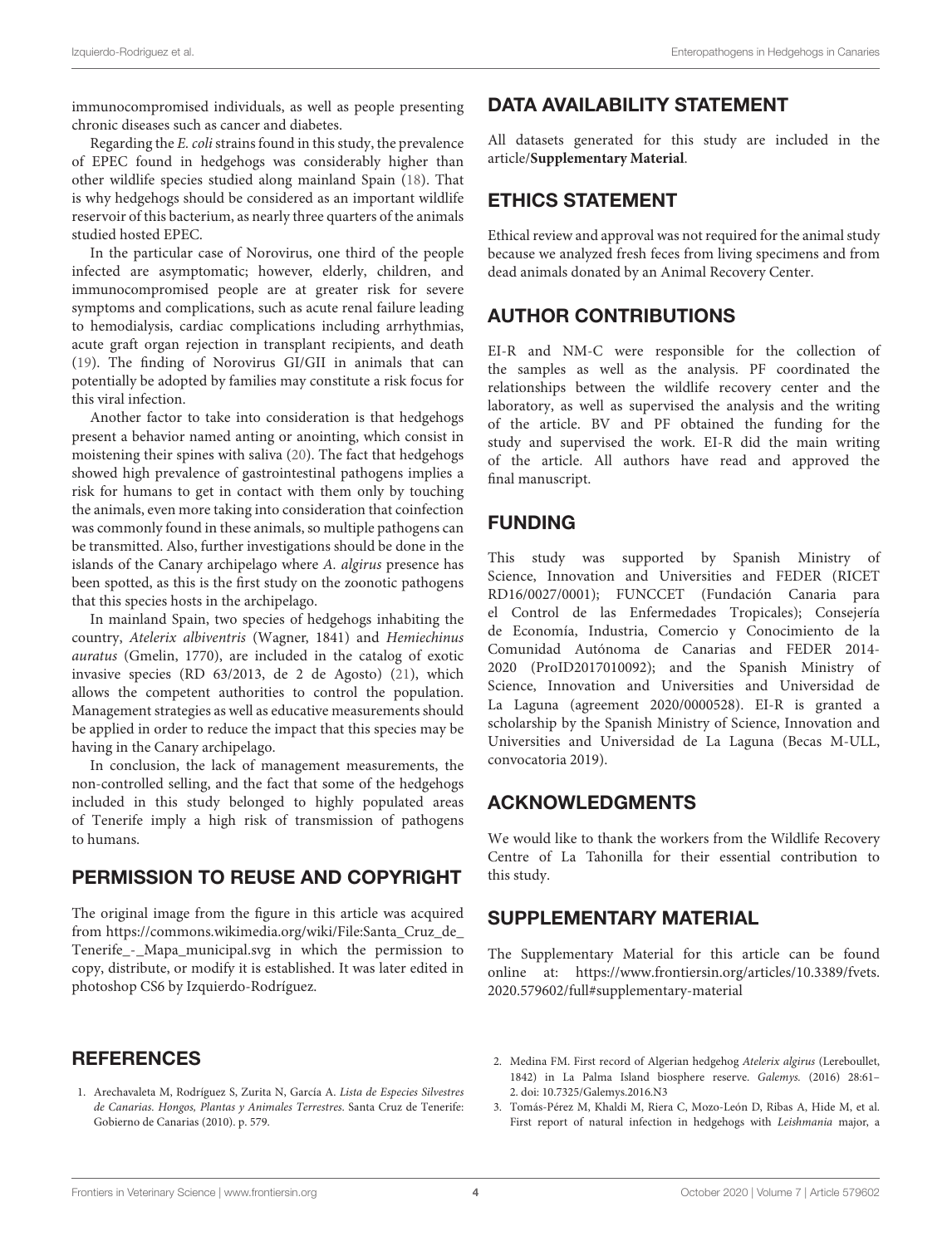immunocompromised individuals, as well as people presenting chronic diseases such as cancer and diabetes.

Regarding the *E. coli* strains found in this study, the prevalence of EPEC found in hedgehogs was considerably higher than other wildlife species studied along mainland Spain (18). That is why hedgehogs should be considered as an important wildlife reservoir of this bacterium, as nearly three quarters of the animals studied hosted EPEC.

In the particular case of Norovirus, one third of the people infected are asymptomatic; however, elderly, children, and immunocompromised people are at greater risk for severe symptoms and complications, such as acute renal failure leading to hemodialysis, cardiac complications including arrhythmias, acute graft organ rejection in transplant recipients, and death (19). The finding of Norovirus GI/GII in animals that can potentially be adopted by families may constitute a risk focus for this viral infection.

Another factor to take into consideration is that hedgehogs present a behavior named anting or anointing, which consist in moistening their spines with saliva (20). The fact that hedgehogs showed high prevalence of gastrointestinal pathogens implies a risk for humans to get in contact with them only by touching the animals, even more taking into consideration that coinfection was commonly found in these animals, so multiple pathogens can be transmitted. Also, further investigations should be done in the islands of the Canary archipelago where *A. algirus* presence has been spotted, as this is the first study on the zoonotic pathogens that this species hosts in the archipelago.

In mainland Spain, two species of hedgehogs inhabiting the country, *Atelerix albiventris* (Wagner, 1841) and *Hemiechinus auratus* (Gmelin, 1770), are included in the catalog of exotic invasive species (RD 63/2013, de 2 de Agosto) (21), which allows the competent authorities to control the population. Management strategies as well as educative measurements should be applied in order to reduce the impact that this species may be having in the Canary archipelago.

In conclusion, the lack of management measurements, the non-controlled selling, and the fact that some of the hedgehogs included in this study belonged to highly populated areas of Tenerife imply a high risk of transmission of pathogens to humans.

## PERMISSION TO REUSE AND COPYRIGHT

The original image from the figure in this article was acquired from https://commons.wikimedia.org/wiki/File:Santa_Cruz_de_Tenerife_-_Mapa_municipal.svg in which the permission to copy, distribute, or modify it is established. It was later edited in photoshop CS6 by Izquierdo-Rodríguez.

## DATA AVAILABILITY STATEMENT

All datasets generated for this study are included in the article/**Supplementary Material**.

## ETHICS STATEMENT

Ethical review and approval was not required for the animal study because we analyzed fresh feces from living specimens and from dead animals donated by an Animal Recovery Center.

## AUTHOR CONTRIBUTIONS

EI-R and NM-C were responsible for the collection of the samples as well as the analysis. PF coordinated the relationships between the wildlife recovery center and the laboratory, as well as supervised the analysis and the writing of the article. BV and PF obtained the funding for the study and supervised the work. EI-R did the main writing of the article. All authors have read and approved the final manuscript.

## FUNDING

This study was supported by Spanish Ministry of Science, Innovation and Universities and FEDER (RICET RD16/0027/0001); FUNCCET (Fundación Canaria para el Control de las Enfermedades Tropicales); Consejería de Economía, Industria, Comercio y Conocimiento de la Comunidad Autónoma de Canarias and FEDER 2014-2020 (ProID2017010092); and the Spanish Ministry of Science, Innovation and Universities and Universidad de La Laguna (agreement 2020/0000528). EI-R is granted a scholarship by the Spanish Ministry of Science, Innovation and Universities and Universidad de La Laguna (Becas M-ULL, convocatoria 2019).

## ACKNOWLEDGMENTS

We would like to thank the workers from the Wildlife Recovery Centre of La Tahonilla for their essential contribution to this study.

## SUPPLEMENTARY MATERIAL

The Supplementary Material for this article can be found online at: https://www.frontiersin.org/articles/10.3389/fvets.2020.579602/full#supplementary-material

## REFERENCES

1. Arechavaleta M, Rodríguez S, Zurita N, García A. *Lista de Especies Silvestres de Canarias. Hongos, Plantas y Animales Terrestres*. Santa Cruz de Tenerife: Gobierno de Canarias (2010). p. 579.
2. Medina FM. First record of Algerian hedgehog *Atelerix algirus* (Lereboullet, 1842) in La Palma Island biosphere reserve. *Galemys.* (2016) 28:61–2. doi: 10.7325/Galemys.2016.N3
3. Tomás-Pérez M, Khaldi M, Riera C, Mozo-León D, Ribas A, Hide M, et al. First report of natural infection in hedgehogs with *Leishmania* major, a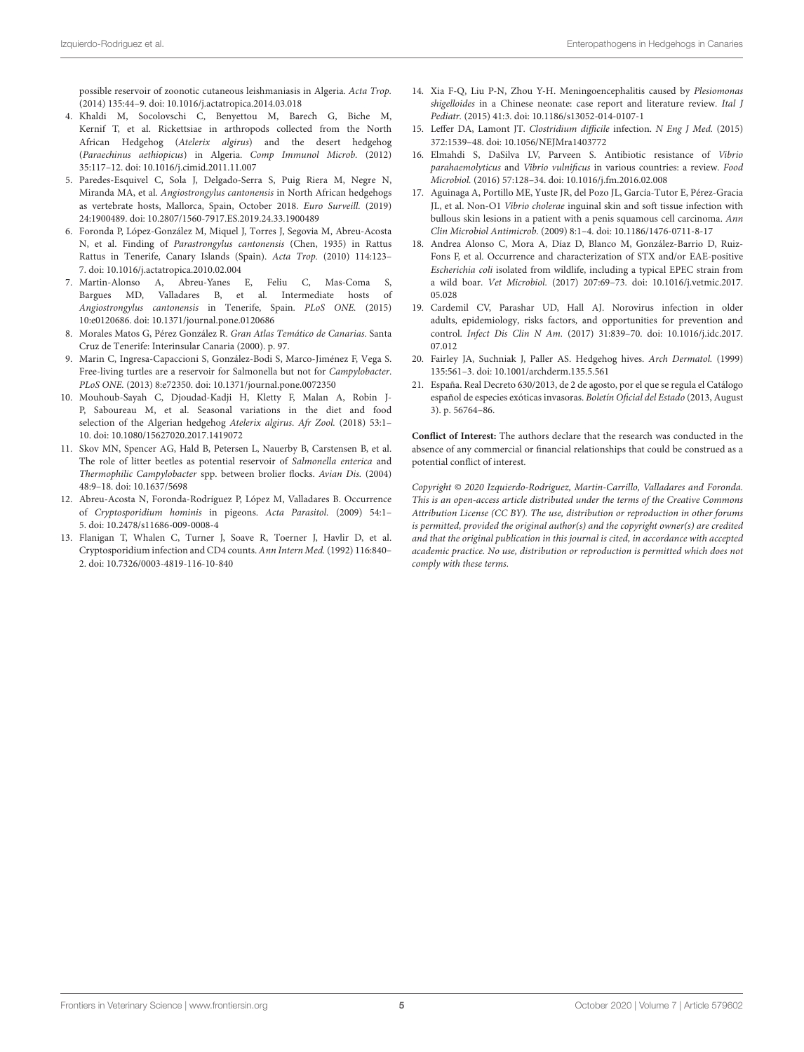possible reservoir of zoonotic cutaneous leishmaniasis in Algeria. *Acta Trop.* (2014) 135:44–9. doi: 10.1016/j.actatropica.2014.03.018

4. Khaldi M, Socolovschi C, Benyettou M, Barech G, Biche M, Kernif T, et al. Rickettsiae in arthropods collected from the North African Hedgehog (*Atelerix algirus*) and the desert hedgehog (*Paraechinus aethiopicus*) in Algeria. *Comp Immunol Microb.* (2012) 35:117–12. doi: 10.1016/j.cimid.2011.11.007
5. Paredes-Esquivel C, Sola J, Delgado-Serra S, Puig Riera M, Negre N, Miranda MA, et al. *Angiostrongylus cantonensis* in North African hedgehogs as vertebrate hosts, Mallorca, Spain, October 2018. *Euro Surveill.* (2019) 24:1900489. doi: 10.2807/1560-7917.ES.2019.24.33.1900489
6. Foronda P, López-González M, Miquel J, Torres J, Segovia M, Abreu-Acosta N, et al. Finding of *Parastrongylus cantonensis* (Chen, 1935) in Rattus Rattus in Tenerife, Canary Islands (Spain). *Acta Trop.* (2010) 114:123–7. doi: 10.1016/j.actatropica.2010.02.004
7. Martin-Alonso A, Abreu-Yanes E, Feliu C, Mas-Coma S, Bargues MD, Valladares B, et al. Intermediate hosts of *Angiostrongylus cantonensis* in Tenerife, Spain. *PLoS ONE.* (2015) 10:e0120686. doi: 10.1371/journal.pone.0120686
8. Morales Matos G, Pérez González R. *Gran Atlas Temático de Canarias*. Santa Cruz de Tenerife: Interinsular Canaria (2000). p. 97.
9. Marin C, Ingresa-Capaccioni S, González-Bodi S, Marco-Jiménez F, Vega S. Free-living turtles are a reservoir for Salmonella but not for *Campylobacter*. *PLoS ONE.* (2013) 8:e72350. doi: 10.1371/journal.pone.0072350
10. Mouhoub-Sayah C, Djoudad-Kadji H, Kletty F, Malan A, Robin J-P, Saboureau M, et al. Seasonal variations in the diet and food selection of the Algerian hedgehog *Atelerix algirus*. *Afr Zool.* (2018) 53:1–10. doi: 10.1080/15627020.2017.1419072
11. Skov MN, Spencer AG, Hald B, Petersen L, Nauerby B, Carstensen B, et al. The role of litter beetles as potential reservoir of *Salmonella enterica* and *Thermophilic Campylobacter* spp. between brolier flocks. *Avian Dis.* (2004) 48:9–18. doi: 10.1637/5698
12. Abreu-Acosta N, Foronda-Rodríguez P, López M, Valladares B. Occurrence of *Cryptosporidium hominis* in pigeons. *Acta Parasitol.* (2009) 54:1–5. doi: 10.2478/s11686-009-0008-4
13. Flanigan T, Whalen C, Turner J, Soave R, Toerner J, Havlir D, et al. Cryptosporidium infection and CD4 counts. *Ann Intern Med.* (1992) 116:840–2. doi: 10.7326/0003-4819-116-10-840
14. Xia F-Q, Liu P-N, Zhou Y-H. Meningoencephalitis caused by *Plesiomonas shigelloides* in a Chinese neonate: case report and literature review. *Ital J Pediatr.* (2015) 41:3. doi: 10.1186/s13052-014-0107-1
15. Leffer DA, Lamont JT. *Clostridium difficile* infection. *N Eng J Med.* (2015) 372:1539–48. doi: 10.1056/NEJMra1403772
16. Elmahdi S, DaSilva LV, Parveen S. Antibiotic resistance of *Vibrio parahaemolyticus* and *Vibrio vulnificus* in various countries: a review. *Food Microbiol.* (2016) 57:128–34. doi: 10.1016/j.fm.2016.02.008
17. Aguinaga A, Portillo ME, Yuste JR, del Pozo JL, García-Tutor E, Pérez-Gracia JL, et al. Non-O1 *Vibrio cholerae* inguinal skin and soft tissue infection with bullous skin lesions in a patient with a penis squamous cell carcinoma. *Ann Clin Microbiol Antimicrob.* (2009) 8:1–4. doi: 10.1186/1476-0711-8-17
18. Andrea Alonso C, Mora A, Díaz D, Blanco M, González-Barrio D, Ruiz-Fons F, et al. Occurrence and characterization of STX and/or EAE-positive *Escherichia coli* isolated from wildlife, including a typical EPEC strain from a wild boar. *Vet Microbiol.* (2017) 207:69–73. doi: 10.1016/j.vetmic.2017.05.028
19. Cardemil CV, Parashar UD, Hall AJ. Norovirus infection in older adults, epidemiology, risks factors, and opportunities for prevention and control. *Infect Dis Clin N Am.* (2017) 31:839–70. doi: 10.1016/j.idc.2017.07.012
20. Fairley JA, Suchniak J, Paller AS. Hedgehog hives. *Arch Dermatol.* (1999) 135:561–3. doi: 10.1001/archderm.135.5.561
21. España. Real Decreto 630/2013, de 2 de agosto, por el que se regula el Catálogo español de especies exóticas invasoras. *Boletín Oficial del Estado* (2013, August 3). p. 56764–86.

**Conflict of Interest:** The authors declare that the research was conducted in the absence of any commercial or financial relationships that could be construed as a potential conflict of interest.

*Copyright © 2020 Izquierdo-Rodriguez, Martin-Carrillo, Valladares and Foronda. This is an open-access article distributed under the terms of the Creative Commons Attribution License (CC BY). The use, distribution or reproduction in other forums is permitted, provided the original author(s) and the copyright owner(s) are credited and that the original publication in this journal is cited, in accordance with accepted academic practice. No use, distribution or reproduction is permitted which does not comply with these terms.*